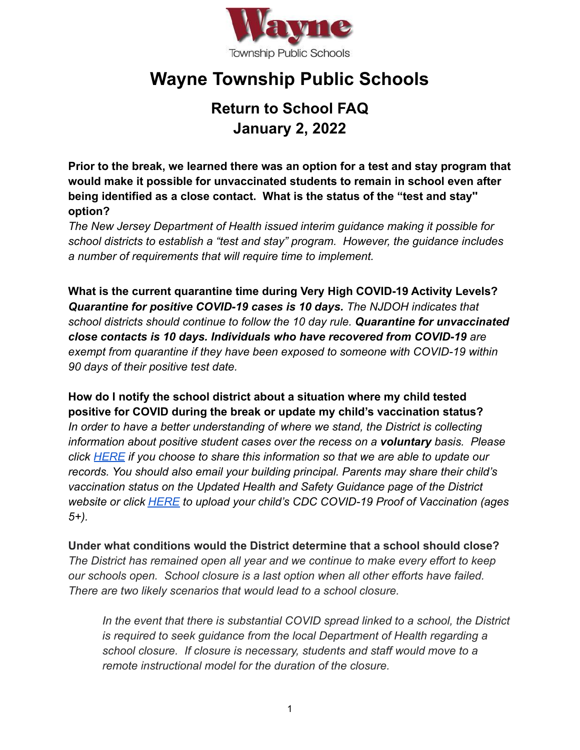Wayne Township Public Schools

# Wayne Township Public Schools

## Return to School FAQ
## January 2, 2022

**Prior to the break, we learned there was an option for a test and stay program that would make it possible for unvaccinated students to remain in school even after being identified as a close contact. What is the status of the "test and stay" option?**
*The New Jersey Department of Health issued interim guidance making it possible for school districts to establish a "test and stay" program. However, the guidance includes a number of requirements that will require time to implement.*

**What is the current quarantine time during Very High COVID-19 Activity Levels?**
***Quarantine for positive COVID-19 cases is 10 days.*** *The NJDOH indicates that school districts should continue to follow the 10 day rule.* ***Quarantine for unvaccinated close contacts is 10 days. Individuals who have recovered from COVID-19*** *are exempt from quarantine if they have been exposed to someone with COVID-19 within 90 days of their positive test date.*

**How do I notify the school district about a situation where my child tested positive for COVID during the break or update my child's vaccination status?**
*In order to have a better understanding of where we stand, the District is collecting information about positive student cases over the recess on a* ***voluntary*** *basis. Please click HERE if you choose to share this information so that we are able to update our records. You should also email your building principal. Parents may share their child's vaccination status on the Updated Health and Safety Guidance page of the District website or click HERE to upload your child's CDC COVID-19 Proof of Vaccination (ages 5+).*

**Under what conditions would the District determine that a school should close?**
*The District has remained open all year and we continue to make every effort to keep our schools open. School closure is a last option when all other efforts have failed. There are two likely scenarios that would lead to a school closure.*

> *In the event that there is substantial COVID spread linked to a school, the District is required to seek guidance from the local Department of Health regarding a school closure. If closure is necessary, students and staff would move to a remote instructional model for the duration of the closure.*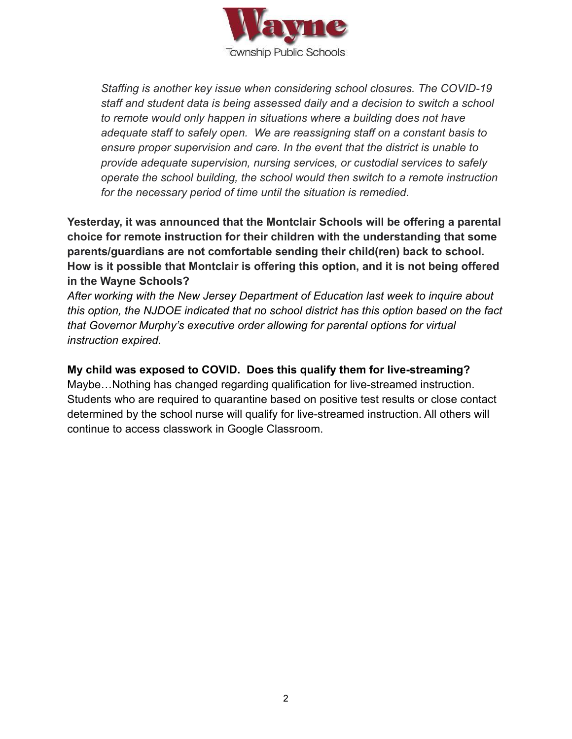*Staffing is another key issue when considering school closures. The COVID-19 staff and student data is being assessed daily and a decision to switch a school to remote would only happen in situations where a building does not have adequate staff to safely open. We are reassigning staff on a constant basis to ensure proper supervision and care. In the event that the district is unable to provide adequate supervision, nursing services, or custodial services to safely operate the school building, the school would then switch to a remote instruction for the necessary period of time until the situation is remedied.*

**Yesterday, it was announced that the Montclair Schools will be offering a parental choice for remote instruction for their children with the understanding that some parents/guardians are not comfortable sending their child(ren) back to school. How is it possible that Montclair is offering this option, and it is not being offered in the Wayne Schools?**

*After working with the New Jersey Department of Education last week to inquire about this option, the NJDOE indicated that no school district has this option based on the fact that Governor Murphy's executive order allowing for parental options for virtual instruction expired.*

**My child was exposed to COVID. Does this qualify them for live-streaming?**

Maybe…Nothing has changed regarding qualification for live-streamed instruction. Students who are required to quarantine based on positive test results or close contact determined by the school nurse will qualify for live-streamed instruction. All others will continue to access classwork in Google Classroom.